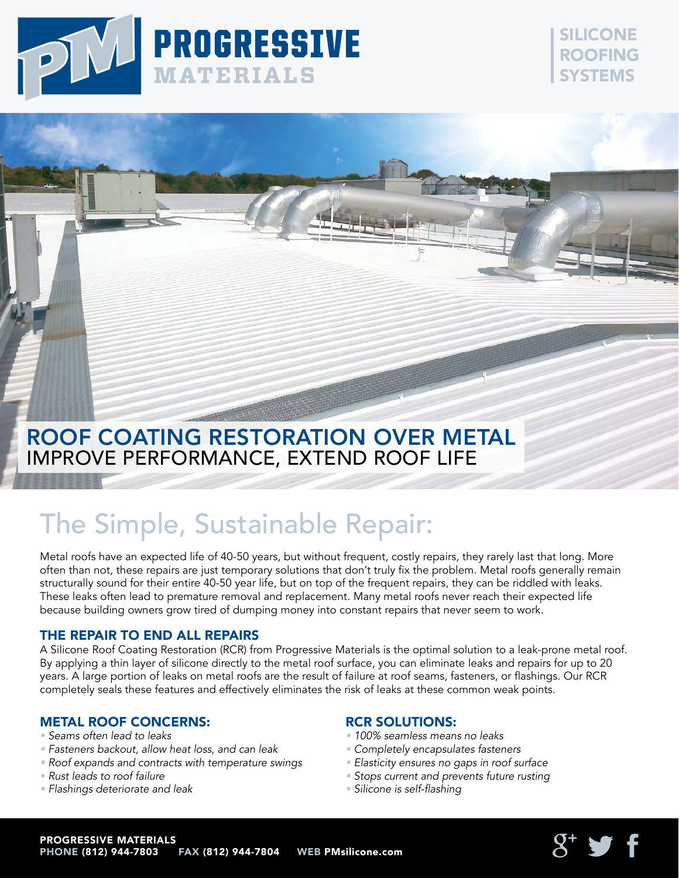# PROGRESSIVE MATERIALS

SILICONE ROOFING SYSTEMS

## ROOF COATING RESTORATION OVER METAL
IMPROVE PERFORMANCE, EXTEND ROOF LIFE

## The Simple, Sustainable Repair:

Metal roofs have an expected life of 40-50 years, but without frequent, costly repairs, they rarely last that long. More often than not, these repairs are just temporary solutions that don't truly fix the problem. Metal roofs generally remain structurally sound for their entire 40-50 year life, but on top of the frequent repairs, they can be riddled with leaks. These leaks often lead to premature removal and replacement. Many metal roofs never reach their expected life because building owners grow tired of dumping money into constant repairs that never seem to work.

### THE REPAIR TO END ALL REPAIRS

A Silicone Roof Coating Restoration (RCR) from Progressive Materials is the optimal solution to a leak-prone metal roof. By applying a thin layer of silicone directly to the metal roof surface, you can eliminate leaks and repairs for up to 20 years. A large portion of leaks on metal roofs are the result of failure at roof seams, fasteners, or flashings. Our RCR completely seals these features and effectively eliminates the risk of leaks at these common weak points.

### METAL ROOF CONCERNS:

- *Seams often lead to leaks*
- *Fasteners backout, allow heat loss, and can leak*
- *Roof expands and contracts with temperature swings*
- *Rust leads to roof failure*
- *Flashings deteriorate and leak*

### RCR SOLUTIONS:

- *100% seamless means no leaks*
- *Completely encapsulates fasteners*
- *Elasticity ensures no gaps in roof surface*
- *Stops current and prevents future rusting*
- *Silicone is self-flashing*

**PROGRESSIVE MATERIALS**
**PHONE** (812) 944-7803 **FAX** (812) 944-7804 **WEB** PMsilicone.com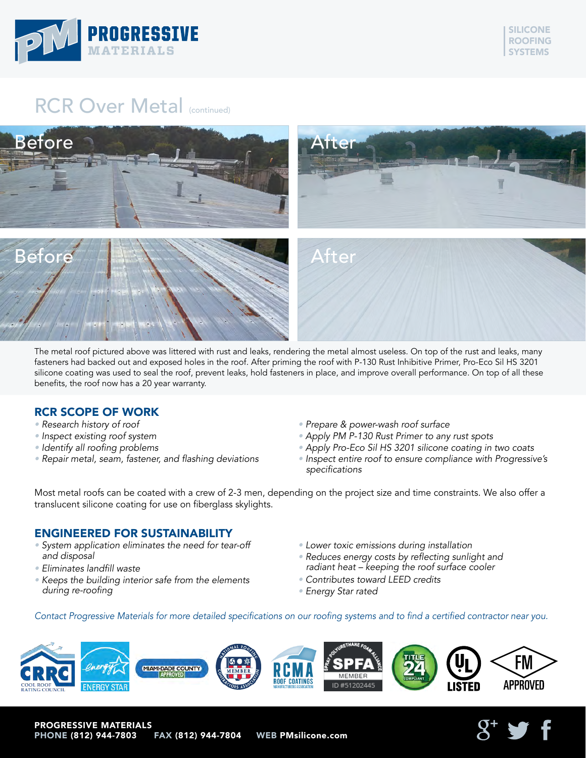# RCR Over Metal (continued)

Before

After

Before

After

The metal roof pictured above was littered with rust and leaks, rendering the metal almost useless. On top of the rust and leaks, many fasteners had backed out and exposed holes in the roof. After priming the roof with P-130 Rust Inhibitive Primer, Pro-Eco Sil HS 3201 silicone coating was used to seal the roof, prevent leaks, hold fasteners in place, and improve overall performance. On top of all these benefits, the roof now has a 20 year warranty.

## RCR SCOPE OF WORK

- *Research history of roof*
- *Inspect existing roof system*
- *Identify all roofing problems*
- *Repair metal, seam, fastener, and flashing deviations*
- *Prepare & power-wash roof surface*
- *Apply PM P-130 Rust Primer to any rust spots*
- *Apply Pro-Eco Sil HS 3201 silicone coating in two coats*
- *Inspect entire roof to ensure compliance with Progressive's specifications*

Most metal roofs can be coated with a crew of 2-3 men, depending on the project size and time constraints. We also offer a translucent silicone coating for use on fiberglass skylights.

## ENGINEERED FOR SUSTAINABILITY

- *System application eliminates the need for tear-off and disposal*
- *Eliminates landfill waste*
- *Keeps the building interior safe from the elements during re-roofing*
- *Lower toxic emissions during installation*
- *Reduces energy costs by reflecting sunlight and radiant heat – keeping the roof surface cooler*
- *Contributes toward LEED credits*
- *Energy Star rated*

*Contact Progressive Materials for more detailed specifications on our roofing systems and to find a certified contractor near you.*

**PROGRESSIVE MATERIALS**
**PHONE (812) 944-7803 FAX (812) 944-7804 WEB PMsilicone.com**